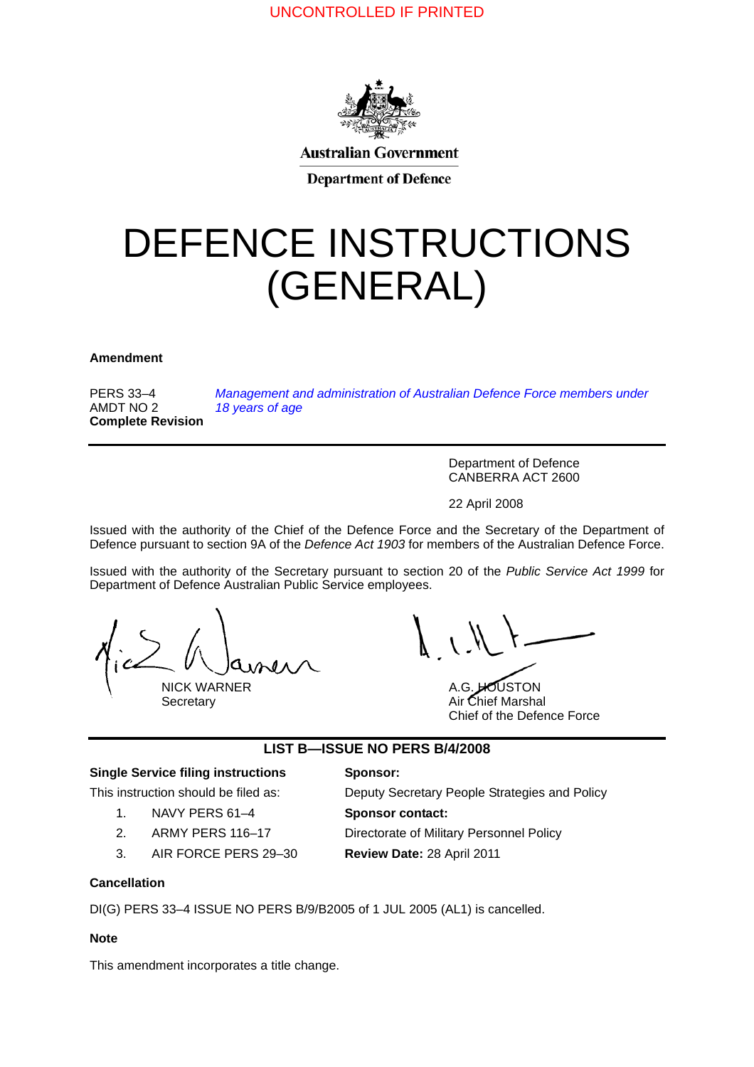UNCONTROLLED IF PRINTED

Australian Government

Department of Defence

# DEFENCE INSTRUCTIONS (GENERAL)

**Amendment**

PERS 33–4
AMDT NO 2
**Complete Revision**

*Management and administration of Australian Defence Force members under 18 years of age*

---

Department of Defence
CANBERRA ACT 2600

22 April 2008

Issued with the authority of the Chief of the Defence Force and the Secretary of the Department of Defence pursuant to section 9A of the *Defence Act 1903* for members of the Australian Defence Force.

Issued with the authority of the Secretary pursuant to section 20 of the *Public Service Act 1999* for Department of Defence Australian Public Service employees.

NICK WARNER
Secretary

A.G. HOUSTON
Air Chief Marshal
Chief of the Defence Force

---

**LIST B—ISSUE NO PERS B/4/2008**

**Single Service filing instructions**

This instruction should be filed as:

1. NAVY PERS 61–4
2. ARMY PERS 116–17
3. AIR FORCE PERS 29–30

**Sponsor:**

Deputy Secretary People Strategies and Policy

**Sponsor contact:**

Directorate of Military Personnel Policy

**Review Date:** 28 April 2011

**Cancellation**

DI(G) PERS 33–4 ISSUE NO PERS B/9/B2005 of 1 JUL 2005 (AL1) is cancelled.

**Note**

This amendment incorporates a title change.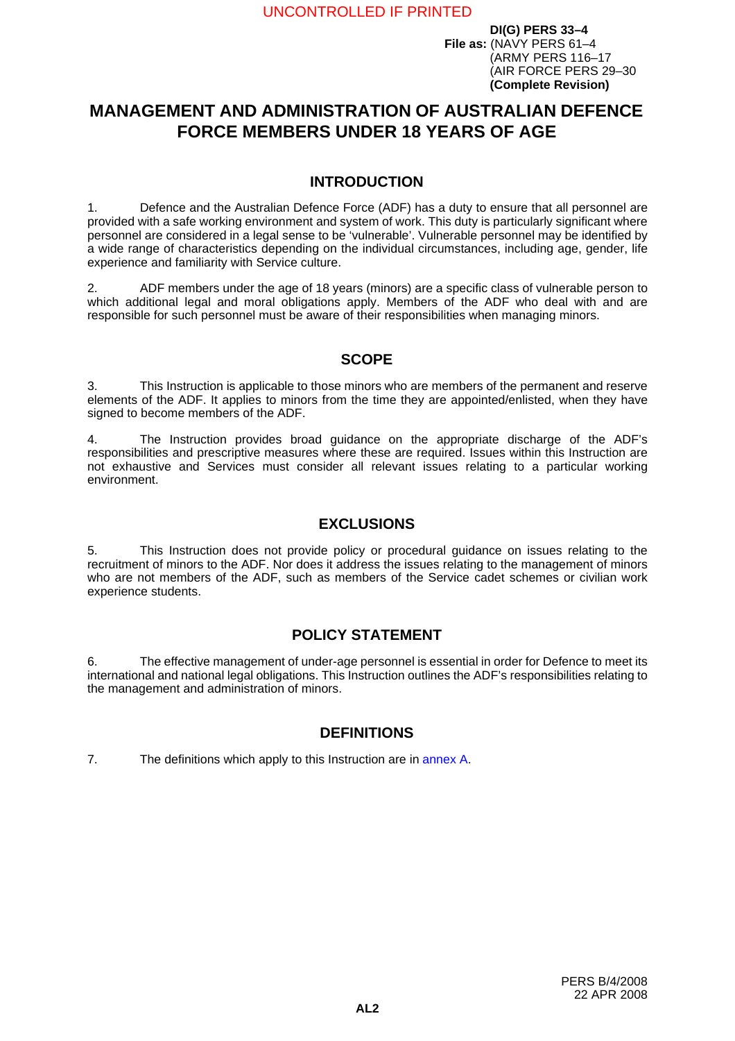**DI(G) PERS 33–4**
**File as:** (NAVY PERS 61–4
(ARMY PERS 116–17
(AIR FORCE PERS 29–30
**(Complete Revision)**

# MANAGEMENT AND ADMINISTRATION OF AUSTRALIAN DEFENCE FORCE MEMBERS UNDER 18 YEARS OF AGE

## INTRODUCTION

1. Defence and the Australian Defence Force (ADF) has a duty to ensure that all personnel are provided with a safe working environment and system of work. This duty is particularly significant where personnel are considered in a legal sense to be 'vulnerable'. Vulnerable personnel may be identified by a wide range of characteristics depending on the individual circumstances, including age, gender, life experience and familiarity with Service culture.

2. ADF members under the age of 18 years (minors) are a specific class of vulnerable person to which additional legal and moral obligations apply. Members of the ADF who deal with and are responsible for such personnel must be aware of their responsibilities when managing minors.

## SCOPE

3. This Instruction is applicable to those minors who are members of the permanent and reserve elements of the ADF. It applies to minors from the time they are appointed/enlisted, when they have signed to become members of the ADF.

4. The Instruction provides broad guidance on the appropriate discharge of the ADF's responsibilities and prescriptive measures where these are required. Issues within this Instruction are not exhaustive and Services must consider all relevant issues relating to a particular working environment.

## EXCLUSIONS

5. This Instruction does not provide policy or procedural guidance on issues relating to the recruitment of minors to the ADF. Nor does it address the issues relating to the management of minors who are not members of the ADF, such as members of the Service cadet schemes or civilian work experience students.

## POLICY STATEMENT

6. The effective management of under-age personnel is essential in order for Defence to meet its international and national legal obligations. This Instruction outlines the ADF's responsibilities relating to the management and administration of minors.

## DEFINITIONS

7. The definitions which apply to this Instruction are in annex A.

PERS B/4/2008
22 APR 2008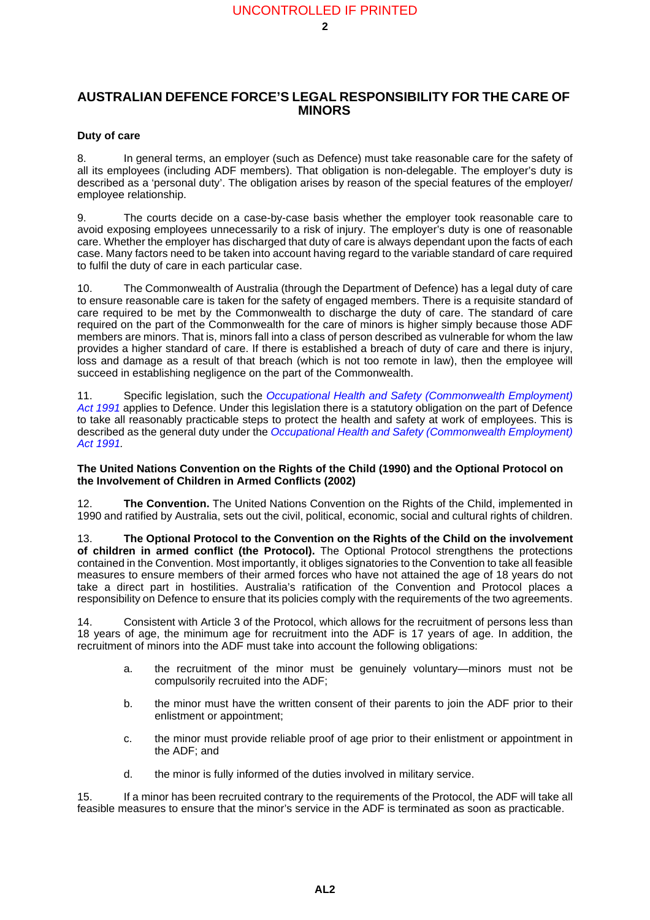## AUSTRALIAN DEFENCE FORCE'S LEGAL RESPONSIBILITY FOR THE CARE OF MINORS

### Duty of care

8. In general terms, an employer (such as Defence) must take reasonable care for the safety of all its employees (including ADF members). That obligation is non-delegable. The employer's duty is described as a 'personal duty'. The obligation arises by reason of the special features of the employer/ employee relationship.

9. The courts decide on a case-by-case basis whether the employer took reasonable care to avoid exposing employees unnecessarily to a risk of injury. The employer's duty is one of reasonable care. Whether the employer has discharged that duty of care is always dependant upon the facts of each case. Many factors need to be taken into account having regard to the variable standard of care required to fulfil the duty of care in each particular case.

10. The Commonwealth of Australia (through the Department of Defence) has a legal duty of care to ensure reasonable care is taken for the safety of engaged members. There is a requisite standard of care required to be met by the Commonwealth to discharge the duty of care. The standard of care required on the part of the Commonwealth for the care of minors is higher simply because those ADF members are minors. That is, minors fall into a class of person described as vulnerable for whom the law provides a higher standard of care. If there is established a breach of duty of care and there is injury, loss and damage as a result of that breach (which is not too remote in law), then the employee will succeed in establishing negligence on the part of the Commonwealth.

11. Specific legislation, such the *Occupational Health and Safety (Commonwealth Employment) Act 1991* applies to Defence. Under this legislation there is a statutory obligation on the part of Defence to take all reasonably practicable steps to protect the health and safety at work of employees. This is described as the general duty under the *Occupational Health and Safety (Commonwealth Employment) Act 1991.*

### The United Nations Convention on the Rights of the Child (1990) and the Optional Protocol on the Involvement of Children in Armed Conflicts (2002)

12. **The Convention.** The United Nations Convention on the Rights of the Child, implemented in 1990 and ratified by Australia, sets out the civil, political, economic, social and cultural rights of children.

13. **The Optional Protocol to the Convention on the Rights of the Child on the involvement of children in armed conflict (the Protocol).** The Optional Protocol strengthens the protections contained in the Convention. Most importantly, it obliges signatories to the Convention to take all feasible measures to ensure members of their armed forces who have not attained the age of 18 years do not take a direct part in hostilities. Australia's ratification of the Convention and Protocol places a responsibility on Defence to ensure that its policies comply with the requirements of the two agreements.

14. Consistent with Article 3 of the Protocol, which allows for the recruitment of persons less than 18 years of age, the minimum age for recruitment into the ADF is 17 years of age. In addition, the recruitment of minors into the ADF must take into account the following obligations:

a. the recruitment of the minor must be genuinely voluntary—minors must not be compulsorily recruited into the ADF;

b. the minor must have the written consent of their parents to join the ADF prior to their enlistment or appointment;

c. the minor must provide reliable proof of age prior to their enlistment or appointment in the ADF; and

d. the minor is fully informed of the duties involved in military service.

15. If a minor has been recruited contrary to the requirements of the Protocol, the ADF will take all feasible measures to ensure that the minor's service in the ADF is terminated as soon as practicable.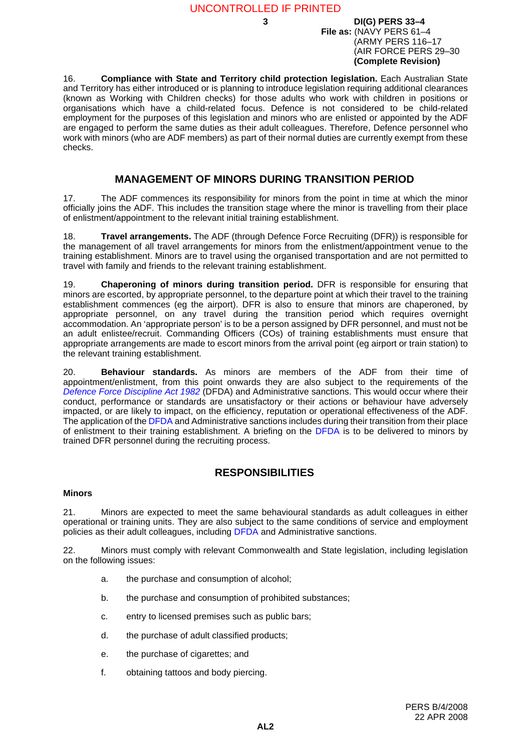16. **Compliance with State and Territory child protection legislation.** Each Australian State and Territory has either introduced or is planning to introduce legislation requiring additional clearances (known as Working with Children checks) for those adults who work with children in positions or organisations which have a child-related focus. Defence is not considered to be child-related employment for the purposes of this legislation and minors who are enlisted or appointed by the ADF are engaged to perform the same duties as their adult colleagues. Therefore, Defence personnel who work with minors (who are ADF members) as part of their normal duties are currently exempt from these checks.

## MANAGEMENT OF MINORS DURING TRANSITION PERIOD

17. The ADF commences its responsibility for minors from the point in time at which the minor officially joins the ADF. This includes the transition stage where the minor is travelling from their place of enlistment/appointment to the relevant initial training establishment.

18. **Travel arrangements.** The ADF (through Defence Force Recruiting (DFR)) is responsible for the management of all travel arrangements for minors from the enlistment/appointment venue to the training establishment. Minors are to travel using the organised transportation and are not permitted to travel with family and friends to the relevant training establishment.

19. **Chaperoning of minors during transition period.** DFR is responsible for ensuring that minors are escorted, by appropriate personnel, to the departure point at which their travel to the training establishment commences (eg the airport). DFR is also to ensure that minors are chaperoned, by appropriate personnel, on any travel during the transition period which requires overnight accommodation. An 'appropriate person' is to be a person assigned by DFR personnel, and must not be an adult enlistee/recruit. Commanding Officers (COs) of training establishments must ensure that appropriate arrangements are made to escort minors from the arrival point (eg airport or train station) to the relevant training establishment.

20. **Behaviour standards.** As minors are members of the ADF from their time of appointment/enlistment, from this point onwards they are also subject to the requirements of the *Defence Force Discipline Act 1982* (DFDA) and Administrative sanctions. This would occur where their conduct, performance or standards are unsatisfactory or their actions or behaviour have adversely impacted, or are likely to impact, on the efficiency, reputation or operational effectiveness of the ADF. The application of the DFDA and Administrative sanctions includes during their transition from their place of enlistment to their training establishment. A briefing on the DFDA is to be delivered to minors by trained DFR personnel during the recruiting process.

## RESPONSIBILITIES

### Minors

21. Minors are expected to meet the same behavioural standards as adult colleagues in either operational or training units. They are also subject to the same conditions of service and employment policies as their adult colleagues, including DFDA and Administrative sanctions.

22. Minors must comply with relevant Commonwealth and State legislation, including legislation on the following issues:

a. the purchase and consumption of alcohol;

b. the purchase and consumption of prohibited substances;

c. entry to licensed premises such as public bars;

d. the purchase of adult classified products;

e. the purchase of cigarettes; and

f. obtaining tattoos and body piercing.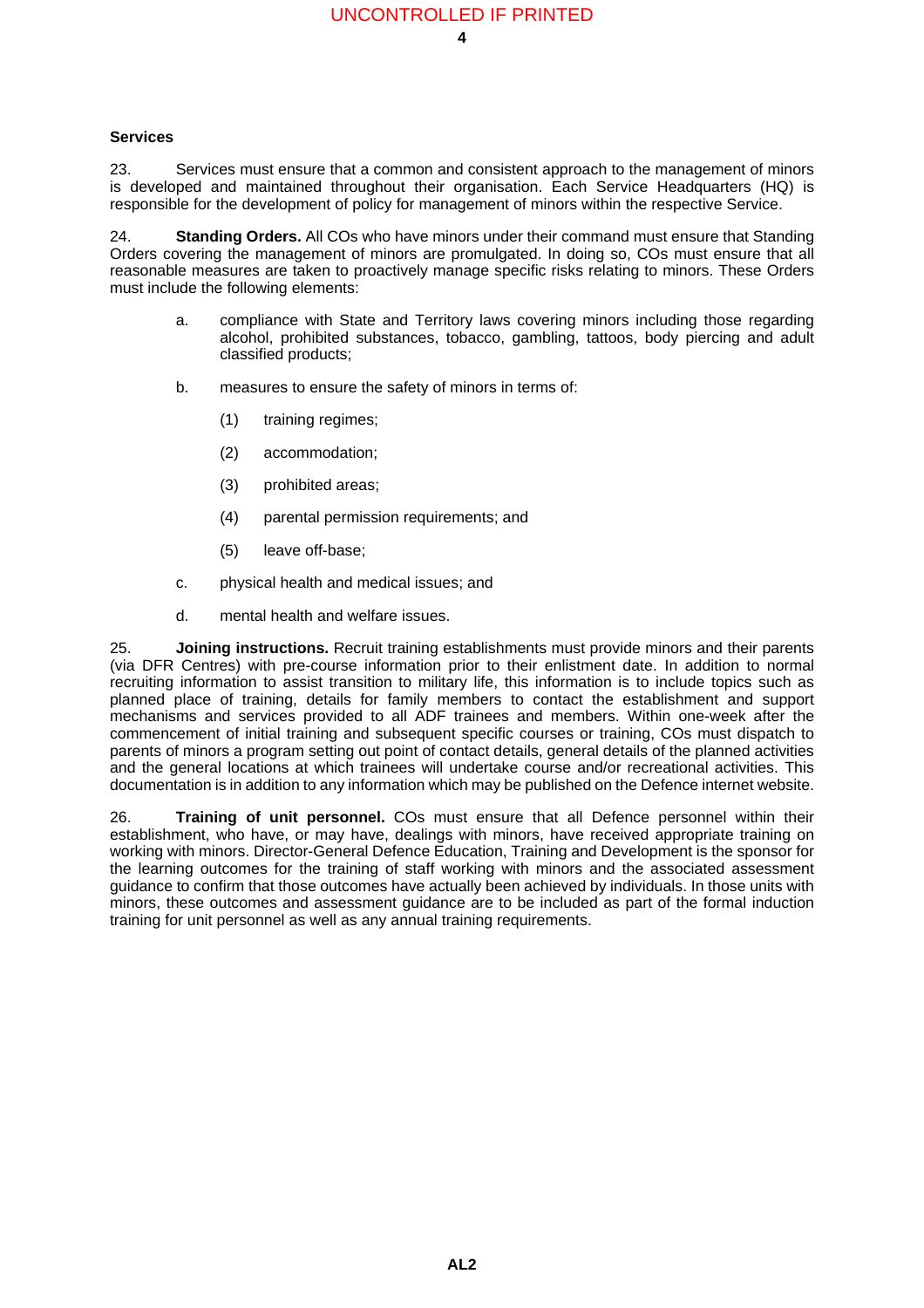### Services

23. Services must ensure that a common and consistent approach to the management of minors is developed and maintained throughout their organisation. Each Service Headquarters (HQ) is responsible for the development of policy for management of minors within the respective Service.

24. **Standing Orders.** All COs who have minors under their command must ensure that Standing Orders covering the management of minors are promulgated. In doing so, COs must ensure that all reasonable measures are taken to proactively manage specific risks relating to minors. These Orders must include the following elements:

- a. compliance with State and Territory laws covering minors including those regarding alcohol, prohibited substances, tobacco, gambling, tattoos, body piercing and adult classified products;
- b. measures to ensure the safety of minors in terms of:
  - (1) training regimes;
  - (2) accommodation;
  - (3) prohibited areas;
  - (4) parental permission requirements; and
  - (5) leave off-base;
- c. physical health and medical issues; and
- d. mental health and welfare issues.

25. **Joining instructions.** Recruit training establishments must provide minors and their parents (via DFR Centres) with pre-course information prior to their enlistment date. In addition to normal recruiting information to assist transition to military life, this information is to include topics such as planned place of training, details for family members to contact the establishment and support mechanisms and services provided to all ADF trainees and members. Within one-week after the commencement of initial training and subsequent specific courses or training, COs must dispatch to parents of minors a program setting out point of contact details, general details of the planned activities and the general locations at which trainees will undertake course and/or recreational activities. This documentation is in addition to any information which may be published on the Defence internet website.

26. **Training of unit personnel.** COs must ensure that all Defence personnel within their establishment, who have, or may have, dealings with minors, have received appropriate training on working with minors. Director-General Defence Education, Training and Development is the sponsor for the learning outcomes for the training of staff working with minors and the associated assessment guidance to confirm that those outcomes have actually been achieved by individuals. In those units with minors, these outcomes and assessment guidance are to be included as part of the formal induction training for unit personnel as well as any annual training requirements.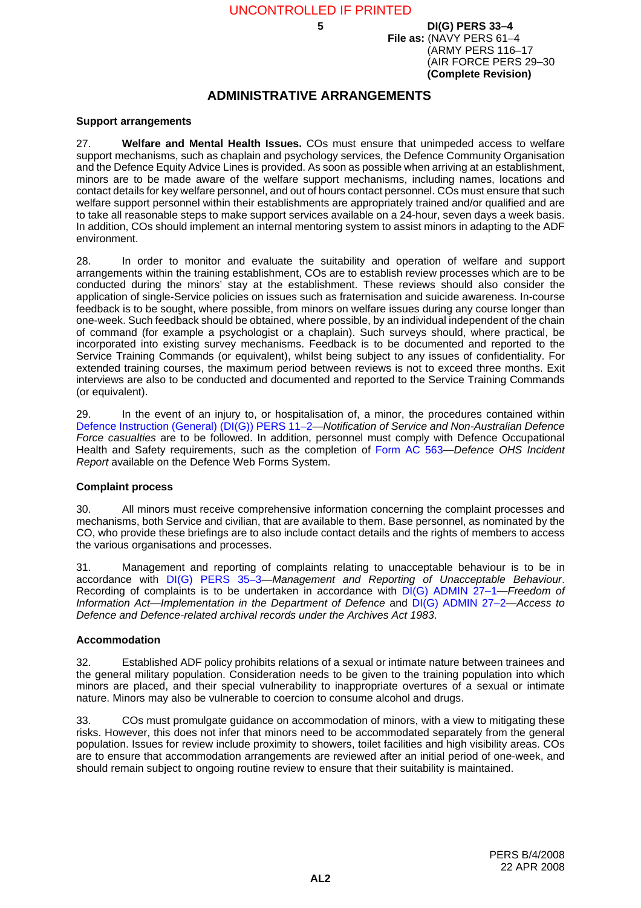## ADMINISTRATIVE ARRANGEMENTS

### Support arrangements

27. **Welfare and Mental Health Issues.** COs must ensure that unimpeded access to welfare support mechanisms, such as chaplain and psychology services, the Defence Community Organisation and the Defence Equity Advice Lines is provided. As soon as possible when arriving at an establishment, minors are to be made aware of the welfare support mechanisms, including names, locations and contact details for key welfare personnel, and out of hours contact personnel. COs must ensure that such welfare support personnel within their establishments are appropriately trained and/or qualified and are to take all reasonable steps to make support services available on a 24-hour, seven days a week basis. In addition, COs should implement an internal mentoring system to assist minors in adapting to the ADF environment.

28. In order to monitor and evaluate the suitability and operation of welfare and support arrangements within the training establishment, COs are to establish review processes which are to be conducted during the minors' stay at the establishment. These reviews should also consider the application of single-Service policies on issues such as fraternisation and suicide awareness. In-course feedback is to be sought, where possible, from minors on welfare issues during any course longer than one-week. Such feedback should be obtained, where possible, by an individual independent of the chain of command (for example a psychologist or a chaplain). Such surveys should, where practical, be incorporated into existing survey mechanisms. Feedback is to be documented and reported to the Service Training Commands (or equivalent), whilst being subject to any issues of confidentiality. For extended training courses, the maximum period between reviews is not to exceed three months. Exit interviews are also to be conducted and documented and reported to the Service Training Commands (or equivalent).

29. In the event of an injury to, or hospitalisation of, a minor, the procedures contained within Defence Instruction (General) (DI(G)) PERS 11–2—*Notification of Service and Non-Australian Defence Force casualties* are to be followed. In addition, personnel must comply with Defence Occupational Health and Safety requirements, such as the completion of Form AC 563—*Defence OHS Incident Report* available on the Defence Web Forms System.

### Complaint process

30. All minors must receive comprehensive information concerning the complaint processes and mechanisms, both Service and civilian, that are available to them. Base personnel, as nominated by the CO, who provide these briefings are to also include contact details and the rights of members to access the various organisations and processes.

31. Management and reporting of complaints relating to unacceptable behaviour is to be in accordance with DI(G) PERS 35–3—*Management and Reporting of Unacceptable Behaviour*. Recording of complaints is to be undertaken in accordance with DI(G) ADMIN 27–1—*Freedom of Information Act—Implementation in the Department of Defence* and DI(G) ADMIN 27–2—*Access to Defence and Defence-related archival records under the Archives Act 1983*.

### Accommodation

32. Established ADF policy prohibits relations of a sexual or intimate nature between trainees and the general military population. Consideration needs to be given to the training population into which minors are placed, and their special vulnerability to inappropriate overtures of a sexual or intimate nature. Minors may also be vulnerable to coercion to consume alcohol and drugs.

33. COs must promulgate guidance on accommodation of minors, with a view to mitigating these risks. However, this does not infer that minors need to be accommodated separately from the general population. Issues for review include proximity to showers, toilet facilities and high visibility areas. COs are to ensure that accommodation arrangements are reviewed after an initial period of one-week, and should remain subject to ongoing routine review to ensure that their suitability is maintained.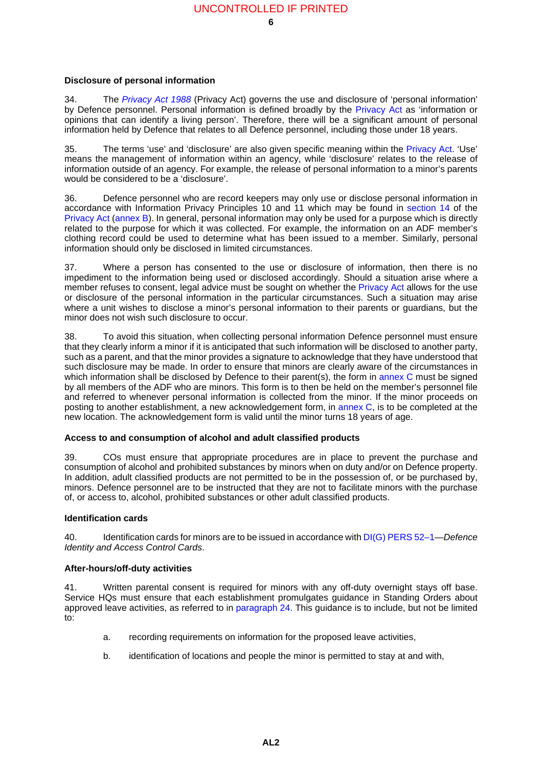### Disclosure of personal information

34. The *Privacy Act 1988* (Privacy Act) governs the use and disclosure of 'personal information' by Defence personnel. Personal information is defined broadly by the Privacy Act as 'information or opinions that can identify a living person'. Therefore, there will be a significant amount of personal information held by Defence that relates to all Defence personnel, including those under 18 years.

35. The terms 'use' and 'disclosure' are also given specific meaning within the Privacy Act. 'Use' means the management of information within an agency, while 'disclosure' relates to the release of information outside of an agency. For example, the release of personal information to a minor's parents would be considered to be a 'disclosure'.

36. Defence personnel who are record keepers may only use or disclose personal information in accordance with Information Privacy Principles 10 and 11 which may be found in section 14 of the Privacy Act (annex B). In general, personal information may only be used for a purpose which is directly related to the purpose for which it was collected. For example, the information on an ADF member's clothing record could be used to determine what has been issued to a member. Similarly, personal information should only be disclosed in limited circumstances.

37. Where a person has consented to the use or disclosure of information, then there is no impediment to the information being used or disclosed accordingly. Should a situation arise where a member refuses to consent, legal advice must be sought on whether the Privacy Act allows for the use or disclosure of the personal information in the particular circumstances. Such a situation may arise where a unit wishes to disclose a minor's personal information to their parents or guardians, but the minor does not wish such disclosure to occur.

38. To avoid this situation, when collecting personal information Defence personnel must ensure that they clearly inform a minor if it is anticipated that such information will be disclosed to another party, such as a parent, and that the minor provides a signature to acknowledge that they have understood that such disclosure may be made. In order to ensure that minors are clearly aware of the circumstances in which information shall be disclosed by Defence to their parent(s), the form in annex C must be signed by all members of the ADF who are minors. This form is to then be held on the member's personnel file and referred to whenever personal information is collected from the minor. If the minor proceeds on posting to another establishment, a new acknowledgement form, in annex C, is to be completed at the new location. The acknowledgement form is valid until the minor turns 18 years of age.

### Access to and consumption of alcohol and adult classified products

39. COs must ensure that appropriate procedures are in place to prevent the purchase and consumption of alcohol and prohibited substances by minors when on duty and/or on Defence property. In addition, adult classified products are not permitted to be in the possession of, or be purchased by, minors. Defence personnel are to be instructed that they are not to facilitate minors with the purchase of, or access to, alcohol, prohibited substances or other adult classified products.

### Identification cards

40. Identification cards for minors are to be issued in accordance with DI(G) PERS 52–1—*Defence Identity and Access Control Cards*.

### After-hours/off-duty activities

41. Written parental consent is required for minors with any off-duty overnight stays off base. Service HQs must ensure that each establishment promulgates guidance in Standing Orders about approved leave activities, as referred to in paragraph 24. This guidance is to include, but not be limited to:

a. recording requirements on information for the proposed leave activities,

b. identification of locations and people the minor is permitted to stay at and with,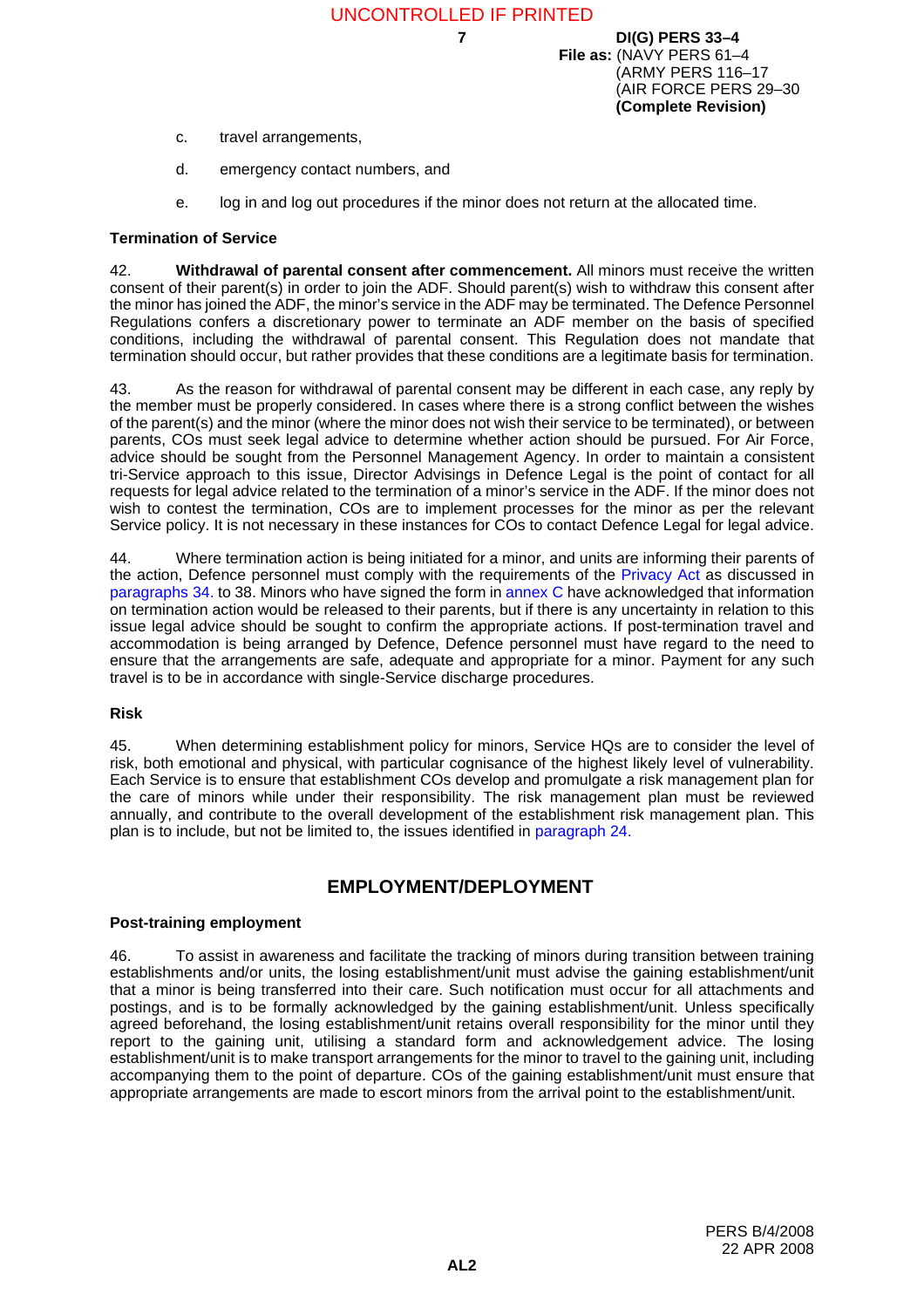c. travel arrangements,

d. emergency contact numbers, and

e. log in and log out procedures if the minor does not return at the allocated time.

**Termination of Service**

42. **Withdrawal of parental consent after commencement.** All minors must receive the written consent of their parent(s) in order to join the ADF. Should parent(s) wish to withdraw this consent after the minor has joined the ADF, the minor's service in the ADF may be terminated. The Defence Personnel Regulations confers a discretionary power to terminate an ADF member on the basis of specified conditions, including the withdrawal of parental consent. This Regulation does not mandate that termination should occur, but rather provides that these conditions are a legitimate basis for termination.

43. As the reason for withdrawal of parental consent may be different in each case, any reply by the member must be properly considered. In cases where there is a strong conflict between the wishes of the parent(s) and the minor (where the minor does not wish their service to be terminated), or between parents, COs must seek legal advice to determine whether action should be pursued. For Air Force, advice should be sought from the Personnel Management Agency. In order to maintain a consistent tri-Service approach to this issue, Director Advisings in Defence Legal is the point of contact for all requests for legal advice related to the termination of a minor's service in the ADF. If the minor does not wish to contest the termination, COs are to implement processes for the minor as per the relevant Service policy. It is not necessary in these instances for COs to contact Defence Legal for legal advice.

44. Where termination action is being initiated for a minor, and units are informing their parents of the action, Defence personnel must comply with the requirements of the Privacy Act as discussed in paragraphs 34. to 38. Minors who have signed the form in annex C have acknowledged that information on termination action would be released to their parents, but if there is any uncertainty in relation to this issue legal advice should be sought to confirm the appropriate actions. If post-termination travel and accommodation is being arranged by Defence, Defence personnel must have regard to the need to ensure that the arrangements are safe, adequate and appropriate for a minor. Payment for any such travel is to be in accordance with single-Service discharge procedures.

**Risk**

45. When determining establishment policy for minors, Service HQs are to consider the level of risk, both emotional and physical, with particular cognisance of the highest likely level of vulnerability. Each Service is to ensure that establishment COs develop and promulgate a risk management plan for the care of minors while under their responsibility. The risk management plan must be reviewed annually, and contribute to the overall development of the establishment risk management plan. This plan is to include, but not be limited to, the issues identified in paragraph 24.

## EMPLOYMENT/DEPLOYMENT

**Post-training employment**

46. To assist in awareness and facilitate the tracking of minors during transition between training establishments and/or units, the losing establishment/unit must advise the gaining establishment/unit that a minor is being transferred into their care. Such notification must occur for all attachments and postings, and is to be formally acknowledged by the gaining establishment/unit. Unless specifically agreed beforehand, the losing establishment/unit retains overall responsibility for the minor until they report to the gaining unit, utilising a standard form and acknowledgement advice. The losing establishment/unit is to make transport arrangements for the minor to travel to the gaining unit, including accompanying them to the point of departure. COs of the gaining establishment/unit must ensure that appropriate arrangements are made to escort minors from the arrival point to the establishment/unit.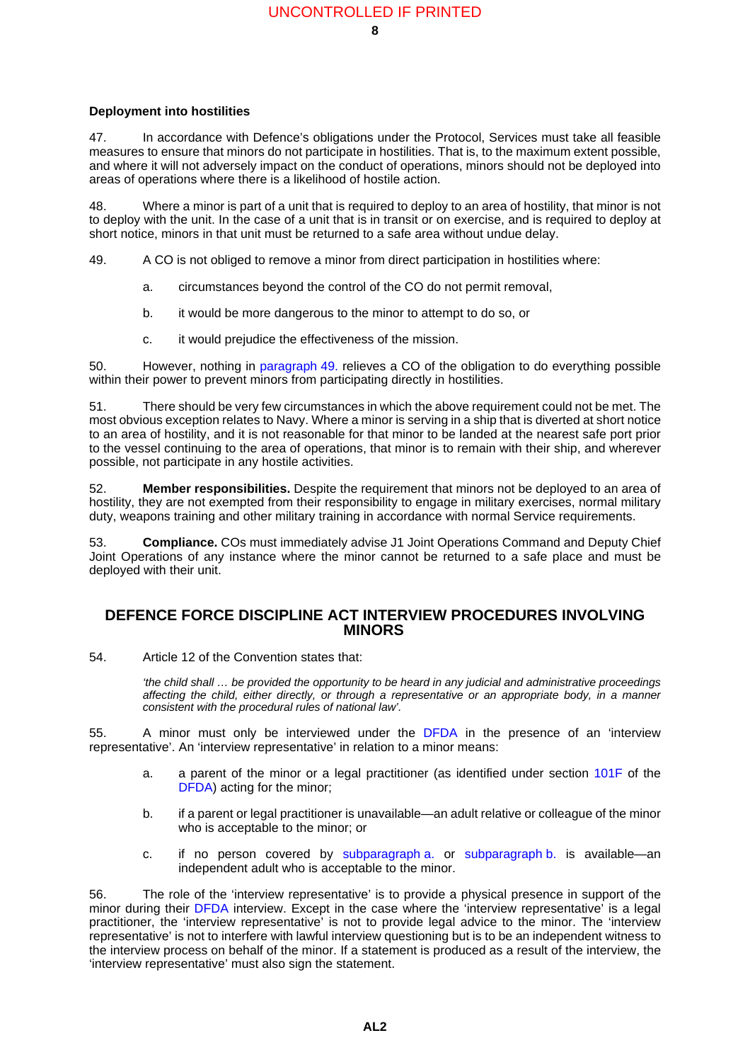**Deployment into hostilities**

47. In accordance with Defence's obligations under the Protocol, Services must take all feasible measures to ensure that minors do not participate in hostilities. That is, to the maximum extent possible, and where it will not adversely impact on the conduct of operations, minors should not be deployed into areas of operations where there is a likelihood of hostile action.

48. Where a minor is part of a unit that is required to deploy to an area of hostility, that minor is not to deploy with the unit. In the case of a unit that is in transit or on exercise, and is required to deploy at short notice, minors in that unit must be returned to a safe area without undue delay.

49. A CO is not obliged to remove a minor from direct participation in hostilities where:

a. circumstances beyond the control of the CO do not permit removal,

b. it would be more dangerous to the minor to attempt to do so, or

c. it would prejudice the effectiveness of the mission.

50. However, nothing in paragraph 49. relieves a CO of the obligation to do everything possible within their power to prevent minors from participating directly in hostilities.

51. There should be very few circumstances in which the above requirement could not be met. The most obvious exception relates to Navy. Where a minor is serving in a ship that is diverted at short notice to an area of hostility, and it is not reasonable for that minor to be landed at the nearest safe port prior to the vessel continuing to the area of operations, that minor is to remain with their ship, and wherever possible, not participate in any hostile activities.

52. **Member responsibilities.** Despite the requirement that minors not be deployed to an area of hostility, they are not exempted from their responsibility to engage in military exercises, normal military duty, weapons training and other military training in accordance with normal Service requirements.

53. **Compliance.** COs must immediately advise J1 Joint Operations Command and Deputy Chief Joint Operations of any instance where the minor cannot be returned to a safe place and must be deployed with their unit.

## DEFENCE FORCE DISCIPLINE ACT INTERVIEW PROCEDURES INVOLVING MINORS

54. Article 12 of the Convention states that:

> *'the child shall … be provided the opportunity to be heard in any judicial and administrative proceedings affecting the child, either directly, or through a representative or an appropriate body, in a manner consistent with the procedural rules of national law'.*

55. A minor must only be interviewed under the DFDA in the presence of an 'interview representative'. An 'interview representative' in relation to a minor means:

a. a parent of the minor or a legal practitioner (as identified under section 101F of the DFDA) acting for the minor;

b. if a parent or legal practitioner is unavailable—an adult relative or colleague of the minor who is acceptable to the minor; or

c. if no person covered by subparagraph a. or subparagraph b. is available—an independent adult who is acceptable to the minor.

56. The role of the 'interview representative' is to provide a physical presence in support of the minor during their DFDA interview. Except in the case where the 'interview representative' is a legal practitioner, the 'interview representative' is not to provide legal advice to the minor. The 'interview representative' is not to interfere with lawful interview questioning but is to be an independent witness to the interview process on behalf of the minor. If a statement is produced as a result of the interview, the 'interview representative' must also sign the statement.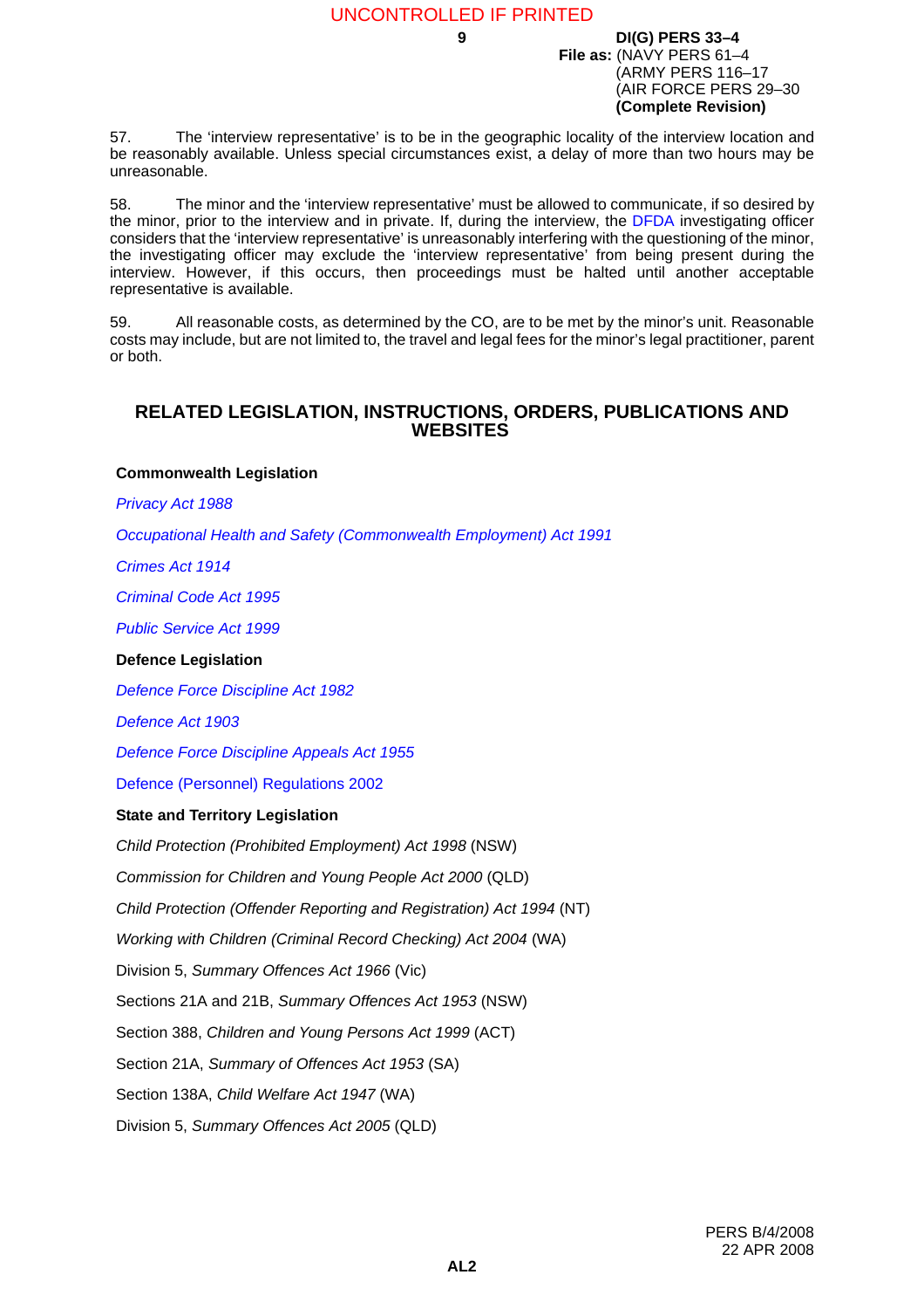57. The 'interview representative' is to be in the geographic locality of the interview location and be reasonably available. Unless special circumstances exist, a delay of more than two hours may be unreasonable.

58. The minor and the 'interview representative' must be allowed to communicate, if so desired by the minor, prior to the interview and in private. If, during the interview, the DFDA investigating officer considers that the 'interview representative' is unreasonably interfering with the questioning of the minor, the investigating officer may exclude the 'interview representative' from being present during the interview. However, if this occurs, then proceedings must be halted until another acceptable representative is available.

59. All reasonable costs, as determined by the CO, are to be met by the minor's unit. Reasonable costs may include, but are not limited to, the travel and legal fees for the minor's legal practitioner, parent or both.

## RELATED LEGISLATION, INSTRUCTIONS, ORDERS, PUBLICATIONS AND WEBSITES

**Commonwealth Legislation**

*Privacy Act 1988*

*Occupational Health and Safety (Commonwealth Employment) Act 1991*

*Crimes Act 1914*

*Criminal Code Act 1995*

*Public Service Act 1999*

**Defence Legislation**

*Defence Force Discipline Act 1982*

*Defence Act 1903*

*Defence Force Discipline Appeals Act 1955*

Defence (Personnel) Regulations 2002

**State and Territory Legislation**

*Child Protection (Prohibited Employment) Act 1998* (NSW)

*Commission for Children and Young People Act 2000* (QLD)

*Child Protection (Offender Reporting and Registration) Act 1994* (NT)

*Working with Children (Criminal Record Checking) Act 2004* (WA)

Division 5, *Summary Offences Act 1966* (Vic)

Sections 21A and 21B, *Summary Offences Act 1953* (NSW)

Section 388, *Children and Young Persons Act 1999* (ACT)

Section 21A, *Summary of Offences Act 1953* (SA)

Section 138A, *Child Welfare Act 1947* (WA)

Division 5, *Summary Offences Act 2005* (QLD)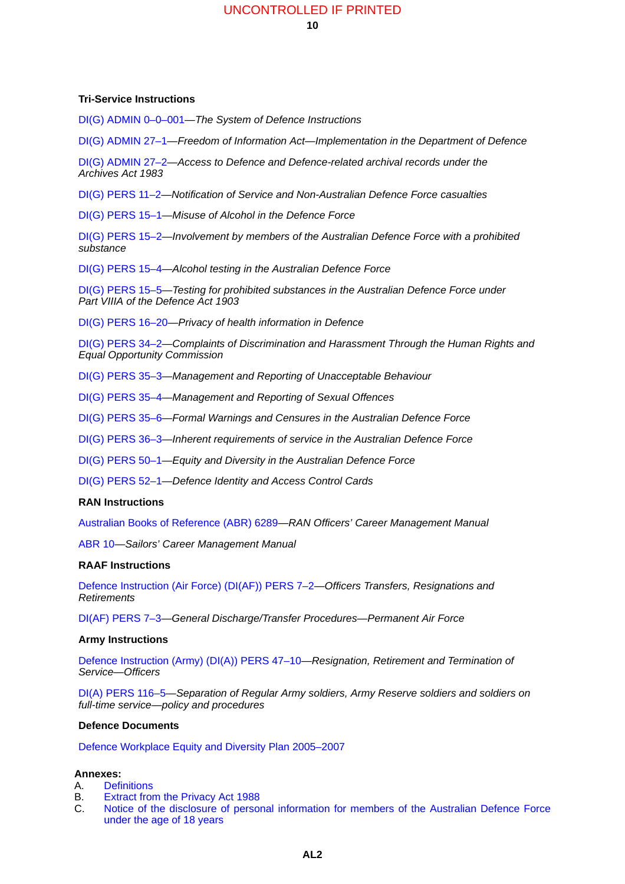**Tri-Service Instructions**

DI(G) ADMIN 0–0–001—*The System of Defence Instructions*

DI(G) ADMIN 27–1—*Freedom of Information Act—Implementation in the Department of Defence*

DI(G) ADMIN 27–2—*Access to Defence and Defence-related archival records under the Archives Act 1983*

DI(G) PERS 11–2—*Notification of Service and Non-Australian Defence Force casualties*

DI(G) PERS 15–1—*Misuse of Alcohol in the Defence Force*

DI(G) PERS 15–2—*Involvement by members of the Australian Defence Force with a prohibited substance*

DI(G) PERS 15–4—*Alcohol testing in the Australian Defence Force*

DI(G) PERS 15–5—*Testing for prohibited substances in the Australian Defence Force under Part VIIIA of the Defence Act 1903*

DI(G) PERS 16–20—*Privacy of health information in Defence*

DI(G) PERS 34–2—*Complaints of Discrimination and Harassment Through the Human Rights and Equal Opportunity Commission*

DI(G) PERS 35–3—*Management and Reporting of Unacceptable Behaviour*

DI(G) PERS 35–4—*Management and Reporting of Sexual Offences*

DI(G) PERS 35–6—*Formal Warnings and Censures in the Australian Defence Force*

DI(G) PERS 36–3—*Inherent requirements of service in the Australian Defence Force*

DI(G) PERS 50–1—*Equity and Diversity in the Australian Defence Force*

DI(G) PERS 52–1—*Defence Identity and Access Control Cards*

**RAN Instructions**

Australian Books of Reference (ABR) 6289—*RAN Officers' Career Management Manual*

ABR 10—*Sailors' Career Management Manual*

**RAAF Instructions**

Defence Instruction (Air Force) (DI(AF)) PERS 7–2—*Officers Transfers, Resignations and Retirements*

DI(AF) PERS 7–3—*General Discharge/Transfer Procedures—Permanent Air Force*

**Army Instructions**

Defence Instruction (Army) (DI(A)) PERS 47–10—*Resignation, Retirement and Termination of Service—Officers*

DI(A) PERS 116–5—*Separation of Regular Army soldiers, Army Reserve soldiers and soldiers on full-time service—policy and procedures*

**Defence Documents**

Defence Workplace Equity and Diversity Plan 2005–2007

**Annexes:**

A. Definitions
B. Extract from the Privacy Act 1988
C. Notice of the disclosure of personal information for members of the Australian Defence Force under the age of 18 years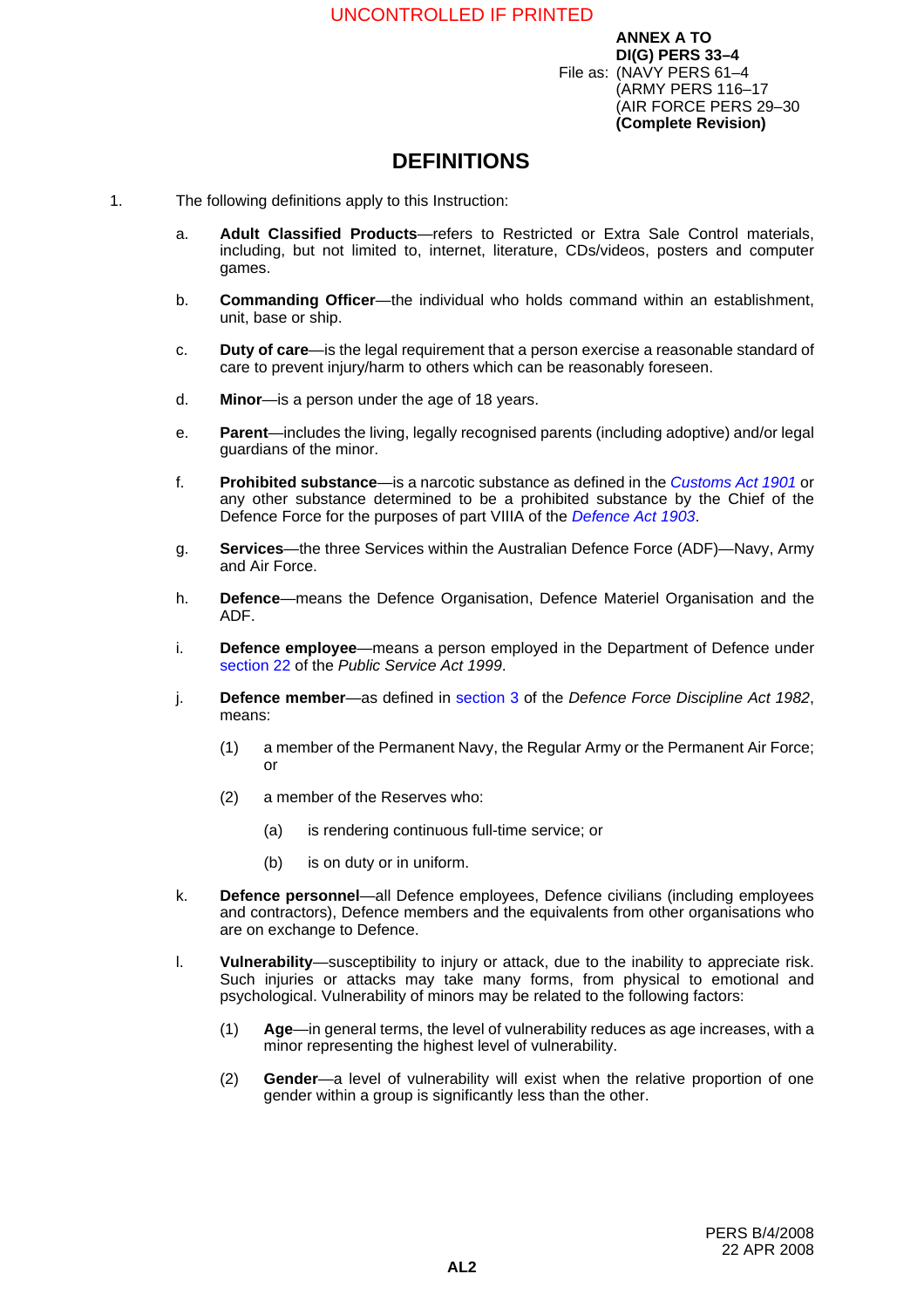ANNEX A TO
DI(G) PERS 33–4
File as: (NAVY PERS 61–4
(ARMY PERS 116–17
(AIR FORCE PERS 29–30
**(Complete Revision)**

# DEFINITIONS

1. The following definitions apply to this Instruction:

   a. **Adult Classified Products**—refers to Restricted or Extra Sale Control materials, including, but not limited to, internet, literature, CDs/videos, posters and computer games.

   b. **Commanding Officer**—the individual who holds command within an establishment, unit, base or ship.

   c. **Duty of care**—is the legal requirement that a person exercise a reasonable standard of care to prevent injury/harm to others which can be reasonably foreseen.

   d. **Minor**—is a person under the age of 18 years.

   e. **Parent**—includes the living, legally recognised parents (including adoptive) and/or legal guardians of the minor.

   f. **Prohibited substance**—is a narcotic substance as defined in the *Customs Act 1901* or any other substance determined to be a prohibited substance by the Chief of the Defence Force for the purposes of part VIIIA of the *Defence Act 1903*.

   g. **Services**—the three Services within the Australian Defence Force (ADF)—Navy, Army and Air Force.

   h. **Defence**—means the Defence Organisation, Defence Materiel Organisation and the ADF.

   i. **Defence employee**—means a person employed in the Department of Defence under section 22 of the *Public Service Act 1999*.

   j. **Defence member**—as defined in section 3 of the *Defence Force Discipline Act 1982*, means:

      (1) a member of the Permanent Navy, the Regular Army or the Permanent Air Force; or

      (2) a member of the Reserves who:

         (a) is rendering continuous full-time service; or

         (b) is on duty or in uniform.

   k. **Defence personnel**—all Defence employees, Defence civilians (including employees and contractors), Defence members and the equivalents from other organisations who are on exchange to Defence.

   l. **Vulnerability**—susceptibility to injury or attack, due to the inability to appreciate risk. Such injuries or attacks may take many forms, from physical to emotional and psychological. Vulnerability of minors may be related to the following factors:

      (1) **Age**—in general terms, the level of vulnerability reduces as age increases, with a minor representing the highest level of vulnerability.

      (2) **Gender**—a level of vulnerability will exist when the relative proportion of one gender within a group is significantly less than the other.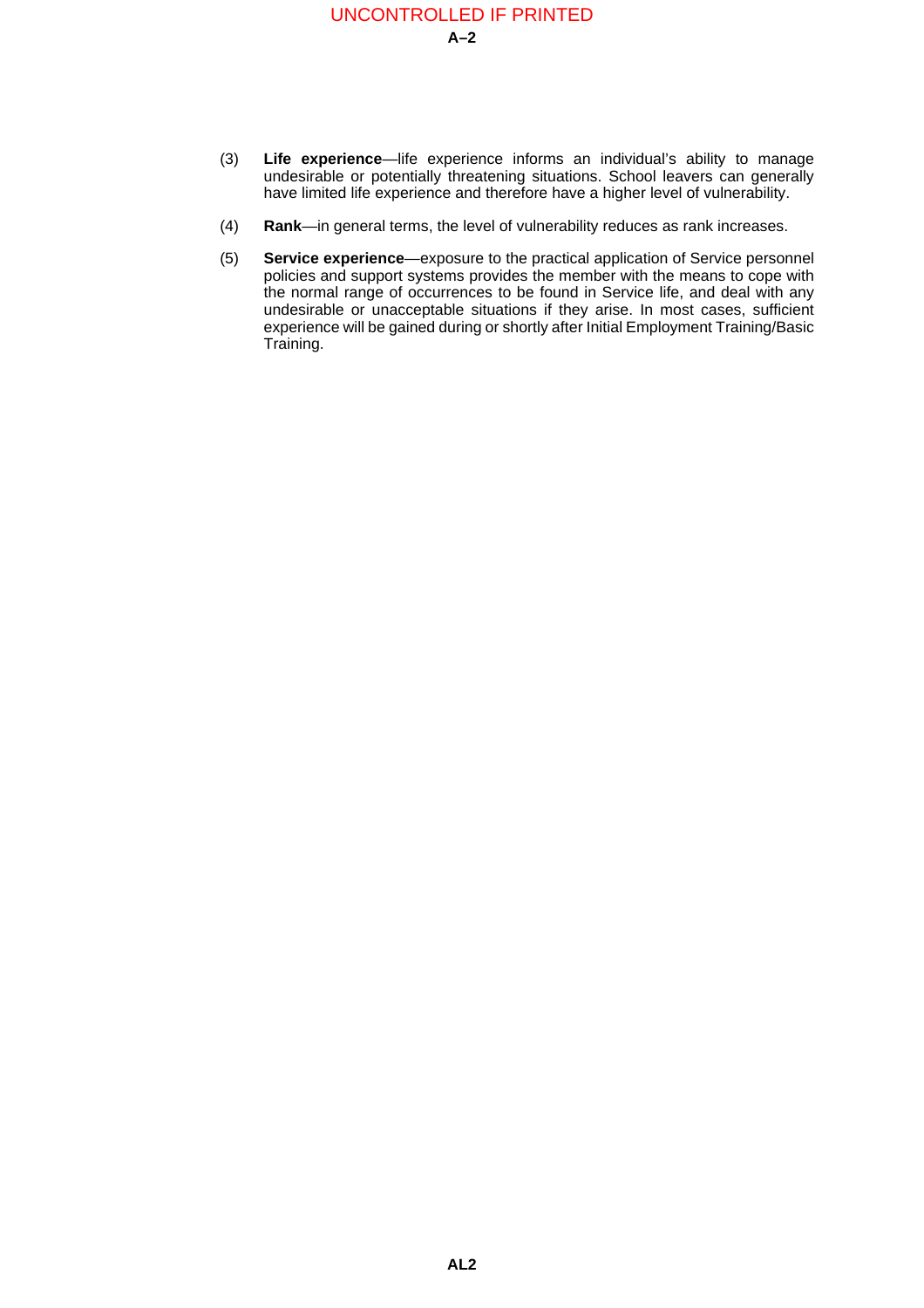(3) **Life experience**—life experience informs an individual's ability to manage undesirable or potentially threatening situations. School leavers can generally have limited life experience and therefore have a higher level of vulnerability.

(4) **Rank**—in general terms, the level of vulnerability reduces as rank increases.

(5) **Service experience**—exposure to the practical application of Service personnel policies and support systems provides the member with the means to cope with the normal range of occurrences to be found in Service life, and deal with any undesirable or unacceptable situations if they arise. In most cases, sufficient experience will be gained during or shortly after Initial Employment Training/Basic Training.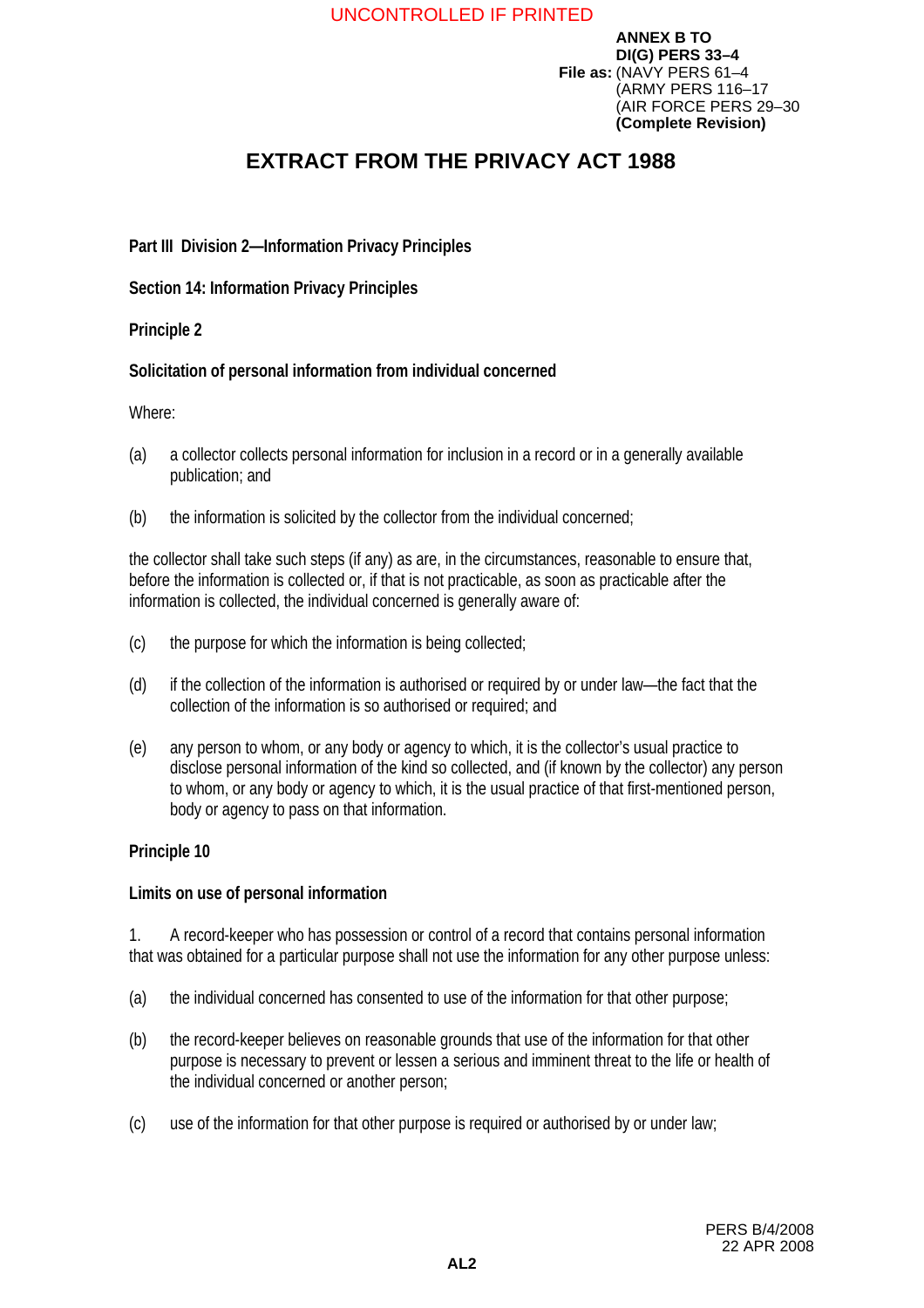ANNEX B TO
DI(G) PERS 33–4
File as: (NAVY PERS 61–4
(ARMY PERS 116–17
(AIR FORCE PERS 29–30
**(Complete Revision)**

# EXTRACT FROM THE PRIVACY ACT 1988

**Part III Division 2—Information Privacy Principles**

**Section 14: Information Privacy Principles**

**Principle 2**

**Solicitation of personal information from individual concerned**

Where:

(a) a collector collects personal information for inclusion in a record or in a generally available publication; and

(b) the information is solicited by the collector from the individual concerned;

the collector shall take such steps (if any) as are, in the circumstances, reasonable to ensure that, before the information is collected or, if that is not practicable, as soon as practicable after the information is collected, the individual concerned is generally aware of:

(c) the purpose for which the information is being collected;

(d) if the collection of the information is authorised or required by or under law—the fact that the collection of the information is so authorised or required; and

(e) any person to whom, or any body or agency to which, it is the collector's usual practice to disclose personal information of the kind so collected, and (if known by the collector) any person to whom, or any body or agency to which, it is the usual practice of that first-mentioned person, body or agency to pass on that information.

**Principle 10**

**Limits on use of personal information**

1. A record-keeper who has possession or control of a record that contains personal information that was obtained for a particular purpose shall not use the information for any other purpose unless:

(a) the individual concerned has consented to use of the information for that other purpose;

(b) the record-keeper believes on reasonable grounds that use of the information for that other purpose is necessary to prevent or lessen a serious and imminent threat to the life or health of the individual concerned or another person;

(c) use of the information for that other purpose is required or authorised by or under law;

PERS B/4/2008
22 APR 2008

AL2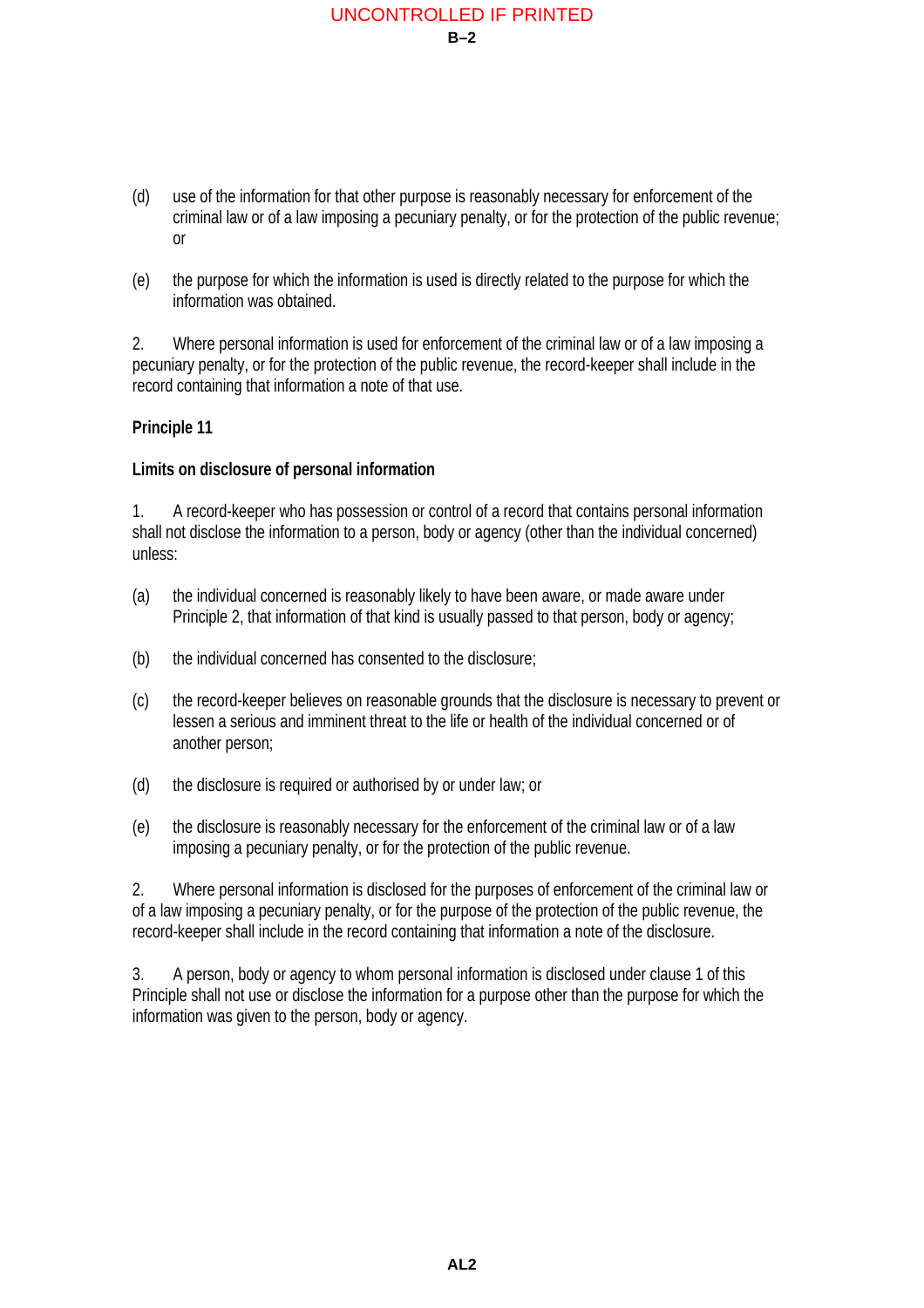(d) use of the information for that other purpose is reasonably necessary for enforcement of the criminal law or of a law imposing a pecuniary penalty, or for the protection of the public revenue; or

(e) the purpose for which the information is used is directly related to the purpose for which the information was obtained.

2. Where personal information is used for enforcement of the criminal law or of a law imposing a pecuniary penalty, or for the protection of the public revenue, the record-keeper shall include in the record containing that information a note of that use.

**Principle 11**

**Limits on disclosure of personal information**

1. A record-keeper who has possession or control of a record that contains personal information shall not disclose the information to a person, body or agency (other than the individual concerned) unless:

(a) the individual concerned is reasonably likely to have been aware, or made aware under Principle 2, that information of that kind is usually passed to that person, body or agency;

(b) the individual concerned has consented to the disclosure;

(c) the record-keeper believes on reasonable grounds that the disclosure is necessary to prevent or lessen a serious and imminent threat to the life or health of the individual concerned or of another person;

(d) the disclosure is required or authorised by or under law; or

(e) the disclosure is reasonably necessary for the enforcement of the criminal law or of a law imposing a pecuniary penalty, or for the protection of the public revenue.

2. Where personal information is disclosed for the purposes of enforcement of the criminal law or of a law imposing a pecuniary penalty, or for the purpose of the protection of the public revenue, the record-keeper shall include in the record containing that information a note of the disclosure.

3. A person, body or agency to whom personal information is disclosed under clause 1 of this Principle shall not use or disclose the information for a purpose other than the purpose for which the information was given to the person, body or agency.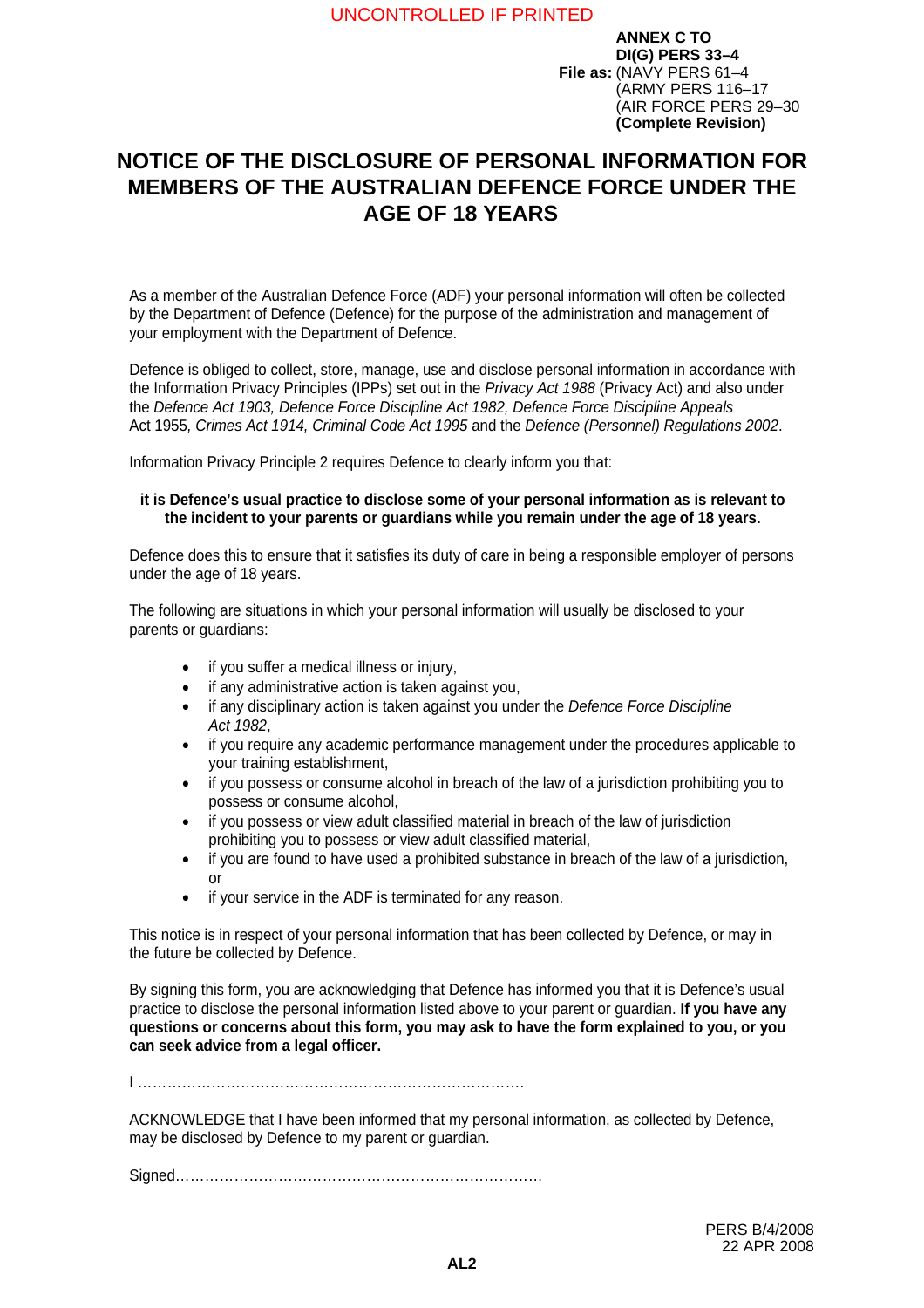UNCONTROLLED IF PRINTED

**ANNEX C TO**
**DI(G) PERS 33–4**
**File as:** (NAVY PERS 61–4
(ARMY PERS 116–17
(AIR FORCE PERS 29–30
**(Complete Revision)**

# NOTICE OF THE DISCLOSURE OF PERSONAL INFORMATION FOR MEMBERS OF THE AUSTRALIAN DEFENCE FORCE UNDER THE AGE OF 18 YEARS

As a member of the Australian Defence Force (ADF) your personal information will often be collected by the Department of Defence (Defence) for the purpose of the administration and management of your employment with the Department of Defence.

Defence is obliged to collect, store, manage, use and disclose personal information in accordance with the Information Privacy Principles (IPPs) set out in the *Privacy Act 1988* (Privacy Act) and also under the *Defence Act 1903, Defence Force Discipline Act 1982, Defence Force Discipline Appeals* Act 1955*, Crimes Act 1914, Criminal Code Act 1995* and the *Defence (Personnel) Regulations 2002*.

Information Privacy Principle 2 requires Defence to clearly inform you that:

**it is Defence's usual practice to disclose some of your personal information as is relevant to the incident to your parents or guardians while you remain under the age of 18 years.**

Defence does this to ensure that it satisfies its duty of care in being a responsible employer of persons under the age of 18 years.

The following are situations in which your personal information will usually be disclosed to your parents or guardians:

- if you suffer a medical illness or injury,
- if any administrative action is taken against you,
- if any disciplinary action is taken against you under the *Defence Force Discipline Act 1982*,
- if you require any academic performance management under the procedures applicable to your training establishment,
- if you possess or consume alcohol in breach of the law of a jurisdiction prohibiting you to possess or consume alcohol,
- if you possess or view adult classified material in breach of the law of jurisdiction prohibiting you to possess or view adult classified material,
- if you are found to have used a prohibited substance in breach of the law of a jurisdiction, or
- if your service in the ADF is terminated for any reason.

This notice is in respect of your personal information that has been collected by Defence, or may in the future be collected by Defence.

By signing this form, you are acknowledging that Defence has informed you that it is Defence's usual practice to disclose the personal information listed above to your parent or guardian. **If you have any questions or concerns about this form, you may ask to have the form explained to you, or you can seek advice from a legal officer.**

I ……………………………………………………………………….

ACKNOWLEDGE that I have been informed that my personal information, as collected by Defence, may be disclosed by Defence to my parent or guardian.

Signed………………………………………………………………….

PERS B/4/2008
22 APR 2008

**AL2**